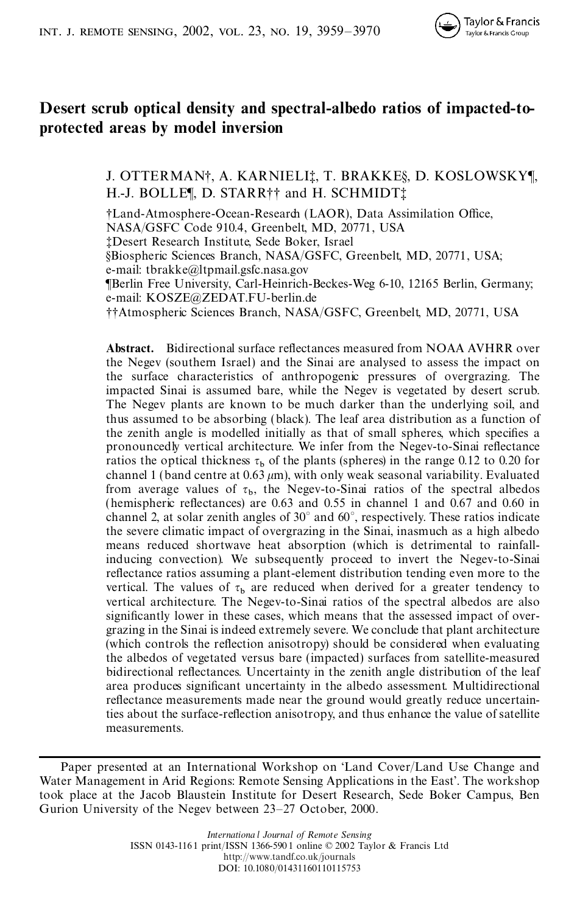# Desert scrub optical density and spectral-albedo ratios of impacted-to-protected areas by model inversion

J. OTTERMAN†, A. KARNIELI‡, T. BRAKKE§, D. KOSLOWSKY¶, H.-J. BOLLE¶, D. STARR†† and H. SCHMIDT‡

†Land-Atmosphere-Ocean-Research (LAOR), Data Assimilation Office, NASA/GSFC Code 910.4, Greenbelt, MD, 20771, USA

‡Desert Research Institute, Sede Boker, Israel

§Biospheric Sciences Branch, NASA/GSFC, Greenbelt, MD, 20771, USA; e-mail: tbrakke@ltpmail.gsfc.nasa.gov

¶Berlin Free University, Carl-Heinrich-Beckes-Weg 6-10, 12165 Berlin, Germany; e-mail: KOSZE@ZEDAT.FU-berlin.de

††Atmospheric Sciences Branch, NASA/GSFC, Greenbelt, MD, 20771, USA

**Abstract.** Bidirectional surface reflectances measured from NOAA AVHRR over the Negev (southern Israel) and the Sinai are analysed to assess the impact on the surface characteristics of anthropogenic pressures of overgrazing. The impacted Sinai is assumed bare, while the Negev is vegetated by desert scrub. The Negev plants are known to be much darker than the underlying soil, and thus assumed to be absorbing (black). The leaf area distribution as a function of the zenith angle is modelled initially as that of small spheres, which specifies a pronouncedly vertical architecture. We infer from the Negev-to-Sinai reflectance ratios the optical thickness $\tau_b$ of the plants (spheres) in the range 0.12 to 0.20 for channel 1 (band centre at 0.63 $\mu$m), with only weak seasonal variability. Evaluated from average values of $\tau_b$, the Negev-to-Sinai ratios of the spectral albedos (hemispheric reflectances) are 0.63 and 0.55 in channel 1 and 0.67 and 0.60 in channel 2, at solar zenith angles of 30° and 60°, respectively. These ratios indicate the severe climatic impact of overgrazing in the Sinai, inasmuch as a high albedo means reduced shortwave heat absorption (which is detrimental to rainfall-inducing convection). We subsequently proceed to invert the Negev-to-Sinai reflectance ratios assuming a plant-element distribution tending even more to the vertical. The values of $\tau_b$ are reduced when derived for a greater tendency to vertical architecture. The Negev-to-Sinai ratios of the spectral albedos are also significantly lower in these cases, which means that the assessed impact of overgrazing in the Sinai is indeed extremely severe. We conclude that plant architecture (which controls the reflection anisotropy) should be considered when evaluating the albedos of vegetated versus bare (impacted) surfaces from satellite-measured bidirectional reflectances. Uncertainty in the zenith angle distribution of the leaf area produces significant uncertainty in the albedo assessment. Multidirectional reflectance measurements made near the ground would greatly reduce uncertainties about the surface-reflection anisotropy, and thus enhance the value of satellite measurements.

---

Paper presented at an International Workshop on 'Land Cover/Land Use Change and Water Management in Arid Regions: Remote Sensing Applications in the East'. The workshop took place at the Jacob Blaustein Institute for Desert Research, Sede Boker Campus, Ben Gurion University of the Negev between 23–27 October, 2000.

*International Journal of Remote Sensing*
ISSN 0143-1161 print/ISSN 1366-5901 online © 2002 Taylor & Francis Ltd
http://www.tandf.co.uk/journals
DOI: 10.1080/01431160110115753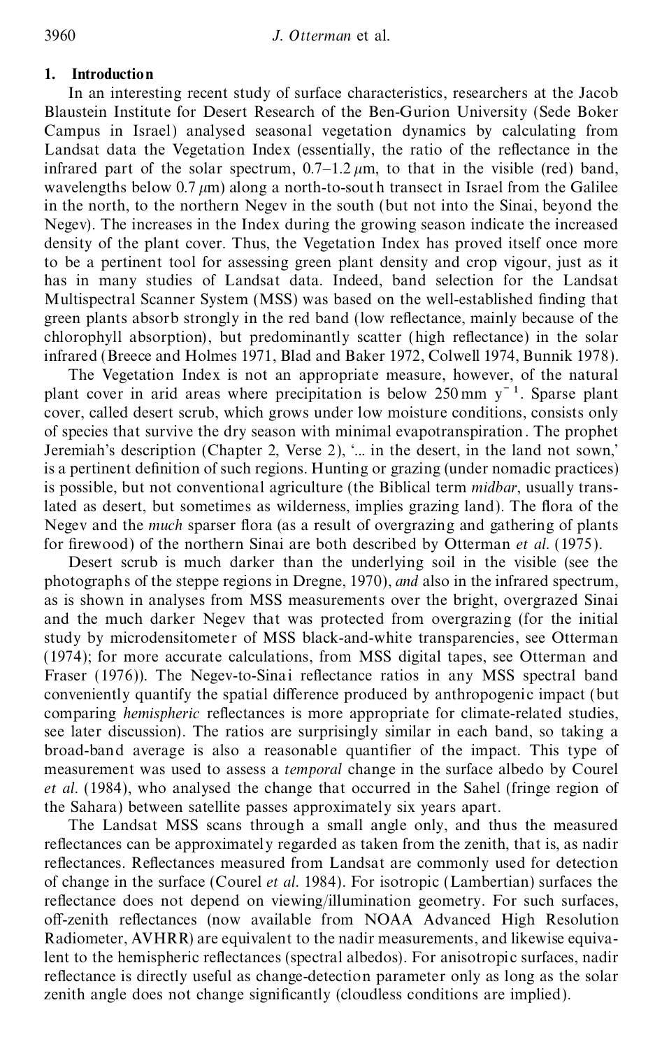## 1. Introduction

In an interesting recent study of surface characteristics, researchers at the Jacob Blaustein Institute for Desert Research of the Ben-Gurion University (Sede Boker Campus in Israel) analysed seasonal vegetation dynamics by calculating from Landsat data the Vegetation Index (essentially, the ratio of the reflectance in the infrared part of the solar spectrum, 0.7–1.2 $\mu$m, to that in the visible (red) band, wavelengths below 0.7 $\mu$m) along a north-to-south transect in Israel from the Galilee in the north, to the northern Negev in the south (but not into the Sinai, beyond the Negev). The increases in the Index during the growing season indicate the increased density of the plant cover. Thus, the Vegetation Index has proved itself once more to be a pertinent tool for assessing green plant density and crop vigour, just as it has in many studies of Landsat data. Indeed, band selection for the Landsat Multispectral Scanner System (MSS) was based on the well-established finding that green plants absorb strongly in the red band (low reflectance, mainly because of the chlorophyll absorption), but predominantly scatter (high reflectance) in the solar infrared (Breece and Holmes 1971, Blad and Baker 1972, Colwell 1974, Bunnik 1978).

The Vegetation Index is not an appropriate measure, however, of the natural plant cover in arid areas where precipitation is below 250 mm $y^{-1}$. Sparse plant cover, called desert scrub, which grows under low moisture conditions, consists only of species that survive the dry season with minimal evapotranspiration. The prophet Jeremiah's description (Chapter 2, Verse 2), '... in the desert, in the land not sown,' is a pertinent definition of such regions. Hunting or grazing (under nomadic practices) is possible, but not conventional agriculture (the Biblical term *midbar*, usually translated as desert, but sometimes as wilderness, implies grazing land). The flora of the Negev and the *much* sparser flora (as a result of overgrazing and gathering of plants for firewood) of the northern Sinai are both described by Otterman *et al.* (1975).

Desert scrub is much darker than the underlying soil in the visible (see the photographs of the steppe regions in Dregne, 1970), *and* also in the infrared spectrum, as is shown in analyses from MSS measurements over the bright, overgrazed Sinai and the much darker Negev that was protected from overgrazing (for the initial study by microdensitometer of MSS black-and-white transparencies, see Otterman (1974); for more accurate calculations, from MSS digital tapes, see Otterman and Fraser (1976)). The Negev-to-Sinai reflectance ratios in any MSS spectral band conveniently quantify the spatial difference produced by anthropogenic impact (but comparing *hemispheric* reflectances is more appropriate for climate-related studies, see later discussion). The ratios are surprisingly similar in each band, so taking a broad-band average is also a reasonable quantifier of the impact. This type of measurement was used to assess a *temporal* change in the surface albedo by Courel *et al.* (1984), who analysed the change that occurred in the Sahel (fringe region of the Sahara) between satellite passes approximately six years apart.

The Landsat MSS scans through a small angle only, and thus the measured reflectances can be approximately regarded as taken from the zenith, that is, as nadir reflectances. Reflectances measured from Landsat are commonly used for detection of change in the surface (Courel *et al.* 1984). For isotropic (Lambertian) surfaces the reflectance does not depend on viewing/illumination geometry. For such surfaces, off-zenith reflectances (now available from NOAA Advanced High Resolution Radiometer, AVHRR) are equivalent to the nadir measurements, and likewise equivalent to the hemispheric reflectances (spectral albedos). For anisotropic surfaces, nadir reflectance is directly useful as change-detection parameter only as long as the solar zenith angle does not change significantly (cloudless conditions are implied).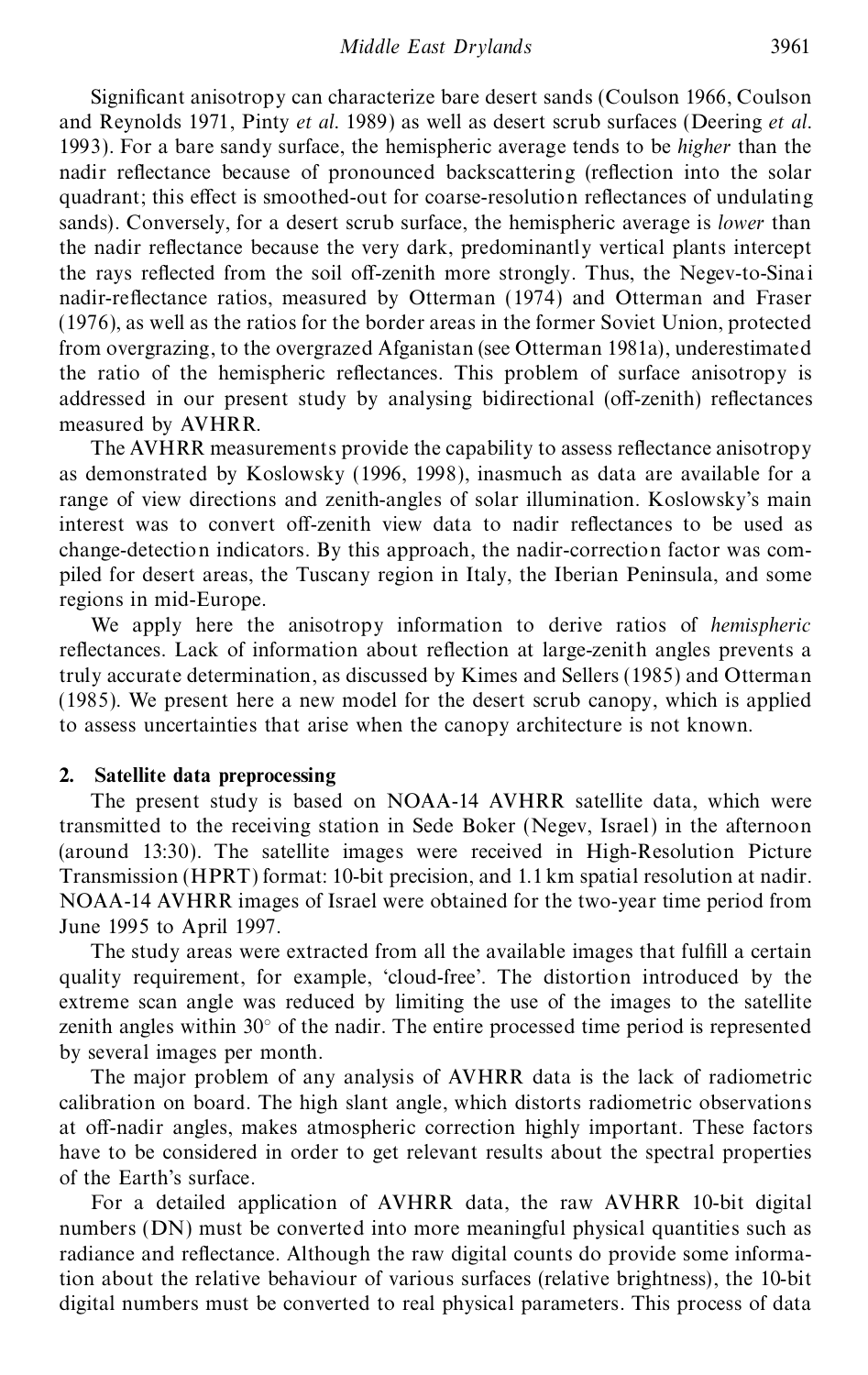Significant anisotropy can characterize bare desert sands (Coulson 1966, Coulson and Reynolds 1971, Pinty *et al.* 1989) as well as desert scrub surfaces (Deering *et al.* 1993). For a bare sandy surface, the hemispheric average tends to be *higher* than the nadir reflectance because of pronounced backscattering (reflection into the solar quadrant; this effect is smoothed-out for coarse-resolution reflectances of undulating sands). Conversely, for a desert scrub surface, the hemispheric average is *lower* than the nadir reflectance because the very dark, predominantly vertical plants intercept the rays reflected from the soil off-zenith more strongly. Thus, the Negev-to-Sinai nadir-reflectance ratios, measured by Otterman (1974) and Otterman and Fraser (1976), as well as the ratios for the border areas in the former Soviet Union, protected from overgrazing, to the overgrazed Afganistan (see Otterman 1981a), underestimated the ratio of the hemispheric reflectances. This problem of surface anisotropy is addressed in our present study by analysing bidirectional (off-zenith) reflectances measured by AVHRR.

The AVHRR measurements provide the capability to assess reflectance anisotropy as demonstrated by Koslowsky (1996, 1998), inasmuch as data are available for a range of view directions and zenith-angles of solar illumination. Koslowsky's main interest was to convert off-zenith view data to nadir reflectances to be used as change-detection indicators. By this approach, the nadir-correction factor was compiled for desert areas, the Tuscany region in Italy, the Iberian Peninsula, and some regions in mid-Europe.

We apply here the anisotropy information to derive ratios of *hemispheric* reflectances. Lack of information about reflection at large-zenith angles prevents a truly accurate determination, as discussed by Kimes and Sellers (1985) and Otterman (1985). We present here a new model for the desert scrub canopy, which is applied to assess uncertainties that arise when the canopy architecture is not known.

## 2. Satellite data preprocessing

The present study is based on NOAA-14 AVHRR satellite data, which were transmitted to the receiving station in Sede Boker (Negev, Israel) in the afternoon (around 13:30). The satellite images were received in High-Resolution Picture Transmission (HPRT) format: 10-bit precision, and 1.1 km spatial resolution at nadir. NOAA-14 AVHRR images of Israel were obtained for the two-year time period from June 1995 to April 1997.

The study areas were extracted from all the available images that fulfill a certain quality requirement, for example, 'cloud-free'. The distortion introduced by the extreme scan angle was reduced by limiting the use of the images to the satellite zenith angles within 30° of the nadir. The entire processed time period is represented by several images per month.

The major problem of any analysis of AVHRR data is the lack of radiometric calibration on board. The high slant angle, which distorts radiometric observations at off-nadir angles, makes atmospheric correction highly important. These factors have to be considered in order to get relevant results about the spectral properties of the Earth's surface.

For a detailed application of AVHRR data, the raw AVHRR 10-bit digital numbers (DN) must be converted into more meaningful physical quantities such as radiance and reflectance. Although the raw digital counts do provide some information about the relative behaviour of various surfaces (relative brightness), the 10-bit digital numbers must be converted to real physical parameters. This process of data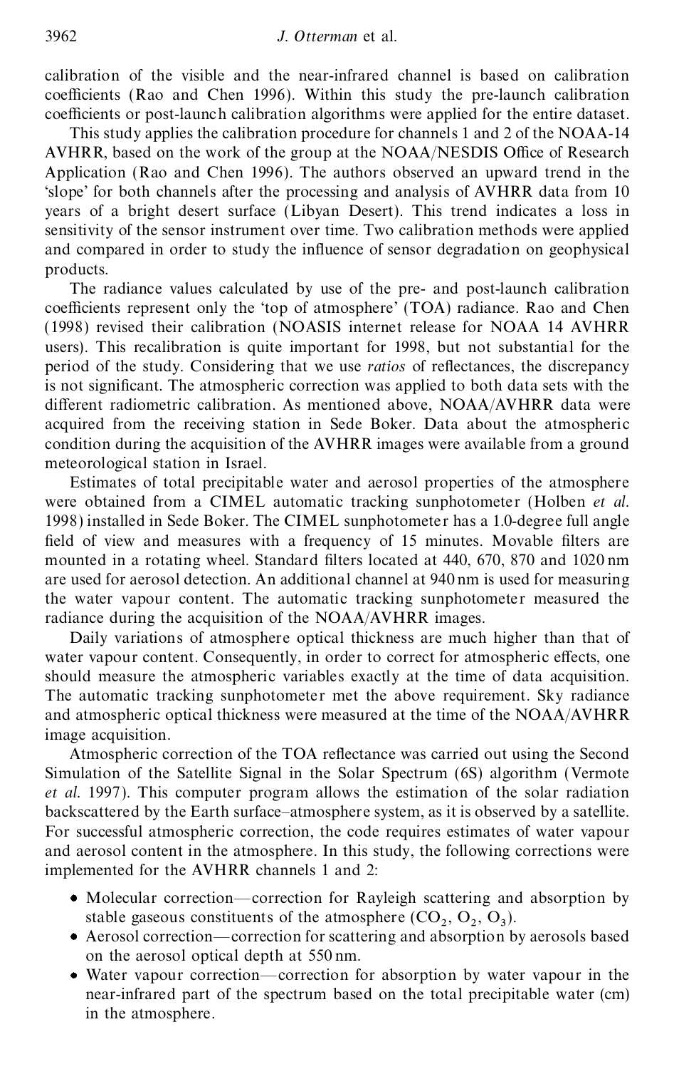calibration of the visible and the near-infrared channel is based on calibration coefficients (Rao and Chen 1996). Within this study the pre-launch calibration coefficients or post-launch calibration algorithms were applied for the entire dataset.

This study applies the calibration procedure for channels 1 and 2 of the NOAA-14 AVHRR, based on the work of the group at the NOAA/NESDIS Office of Research Application (Rao and Chen 1996). The authors observed an upward trend in the 'slope' for both channels after the processing and analysis of AVHRR data from 10 years of a bright desert surface (Libyan Desert). This trend indicates a loss in sensitivity of the sensor instrument over time. Two calibration methods were applied and compared in order to study the influence of sensor degradation on geophysical products.

The radiance values calculated by use of the pre- and post-launch calibration coefficients represent only the 'top of atmosphere' (TOA) radiance. Rao and Chen (1998) revised their calibration (NOASIS internet release for NOAA 14 AVHRR users). This recalibration is quite important for 1998, but not substantial for the period of the study. Considering that we use *ratios* of reflectances, the discrepancy is not significant. The atmospheric correction was applied to both data sets with the different radiometric calibration. As mentioned above, NOAA/AVHRR data were acquired from the receiving station in Sede Boker. Data about the atmospheric condition during the acquisition of the AVHRR images were available from a ground meteorological station in Israel.

Estimates of total precipitable water and aerosol properties of the atmosphere were obtained from a CIMEL automatic tracking sunphotometer (Holben *et al.* 1998) installed in Sede Boker. The CIMEL sunphotometer has a 1.0-degree full angle field of view and measures with a frequency of 15 minutes. Movable filters are mounted in a rotating wheel. Standard filters located at 440, 670, 870 and 1020 nm are used for aerosol detection. An additional channel at 940 nm is used for measuring the water vapour content. The automatic tracking sunphotometer measured the radiance during the acquisition of the NOAA/AVHRR images.

Daily variations of atmosphere optical thickness are much higher than that of water vapour content. Consequently, in order to correct for atmospheric effects, one should measure the atmospheric variables exactly at the time of data acquisition. The automatic tracking sunphotometer met the above requirement. Sky radiance and atmospheric optical thickness were measured at the time of the NOAA/AVHRR image acquisition.

Atmospheric correction of the TOA reflectance was carried out using the Second Simulation of the Satellite Signal in the Solar Spectrum (6S) algorithm (Vermote *et al.* 1997). This computer program allows the estimation of the solar radiation backscattered by the Earth surface–atmosphere system, as it is observed by a satellite. For successful atmospheric correction, the code requires estimates of water vapour and aerosol content in the atmosphere. In this study, the following corrections were implemented for the AVHRR channels 1 and 2:

- Molecular correction—correction for Rayleigh scattering and absorption by stable gaseous constituents of the atmosphere ($CO_2$, $O_2$, $O_3$).
- Aerosol correction—correction for scattering and absorption by aerosols based on the aerosol optical depth at 550 nm.
- Water vapour correction—correction for absorption by water vapour in the near-infrared part of the spectrum based on the total precipitable water (cm) in the atmosphere.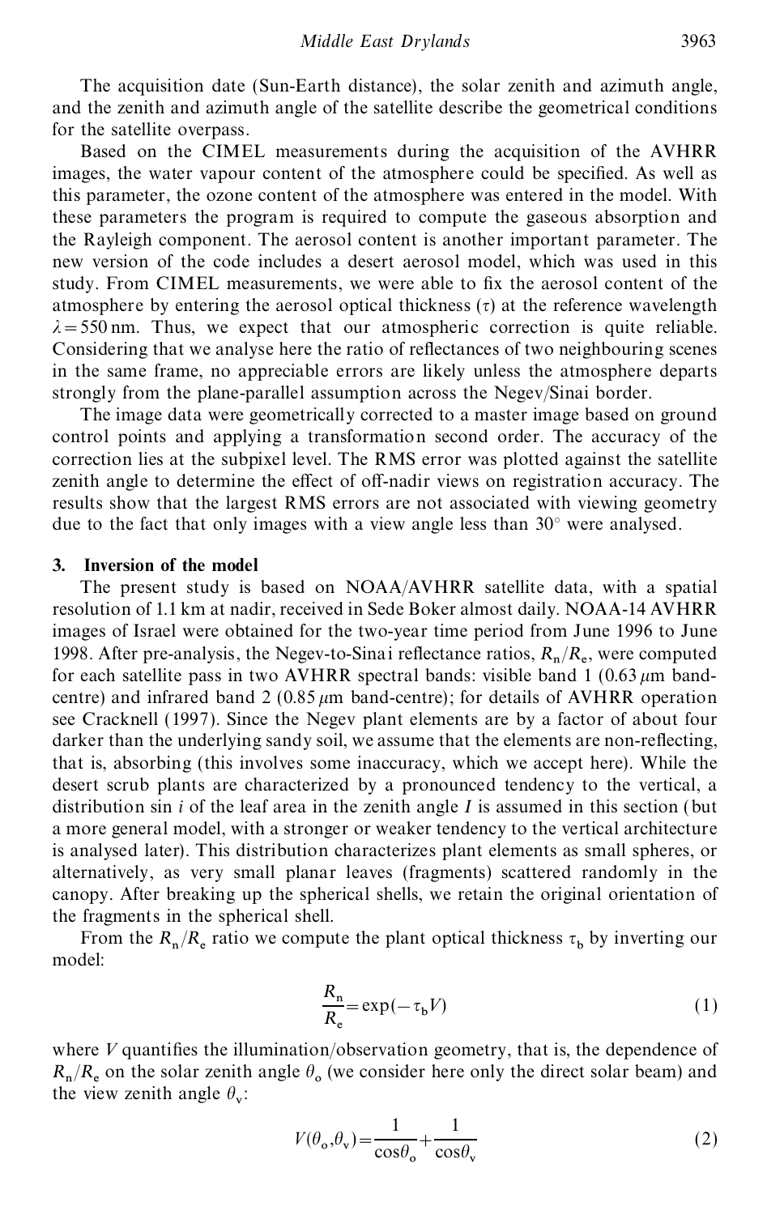The acquisition date (Sun-Earth distance), the solar zenith and azimuth angle, and the zenith and azimuth angle of the satellite describe the geometrical conditions for the satellite overpass.

Based on the CIMEL measurements during the acquisition of the AVHRR images, the water vapour content of the atmosphere could be specified. As well as this parameter, the ozone content of the atmosphere was entered in the model. With these parameters the program is required to compute the gaseous absorption and the Rayleigh component. The aerosol content is another important parameter. The new version of the code includes a desert aerosol model, which was used in this study. From CIMEL measurements, we were able to fix the aerosol content of the atmosphere by entering the aerosol optical thickness ($\tau$) at the reference wavelength $\lambda = 550$ nm. Thus, we expect that our atmospheric correction is quite reliable. Considering that we analyse here the ratio of reflectances of two neighbouring scenes in the same frame, no appreciable errors are likely unless the atmosphere departs strongly from the plane-parallel assumption across the Negev/Sinai border.

The image data were geometrically corrected to a master image based on ground control points and applying a transformation second order. The accuracy of the correction lies at the subpixel level. The RMS error was plotted against the satellite zenith angle to determine the effect of off-nadir views on registration accuracy. The results show that the largest RMS errors are not associated with viewing geometry due to the fact that only images with a view angle less than 30° were analysed.

## 3. Inversion of the model

The present study is based on NOAA/AVHRR satellite data, with a spatial resolution of 1.1 km at nadir, received in Sede Boker almost daily. NOAA-14 AVHRR images of Israel were obtained for the two-year time period from June 1996 to June 1998. After pre-analysis, the Negev-to-Sinai reflectance ratios, $R_n/R_e$, were computed for each satellite pass in two AVHRR spectral bands: visible band 1 (0.63 $\mu$m band-centre) and infrared band 2 (0.85 $\mu$m band-centre); for details of AVHRR operation see Cracknell (1997). Since the Negev plant elements are by a factor of about four darker than the underlying sandy soil, we assume that the elements are non-reflecting, that is, absorbing (this involves some inaccuracy, which we accept here). While the desert scrub plants are characterized by a pronounced tendency to the vertical, a distribution $\sin i$ of the leaf area in the zenith angle $I$ is assumed in this section (but a more general model, with a stronger or weaker tendency to the vertical architecture is analysed later). This distribution characterizes plant elements as small spheres, or alternatively, as very small planar leaves (fragments) scattered randomly in the canopy. After breaking up the spherical shells, we retain the original orientation of the fragments in the spherical shell.

From the $R_n/R_e$ ratio we compute the plant optical thickness $\tau_b$ by inverting our model:

$$\frac{R_n}{R_e} = \exp(-\tau_b V) \tag{1}$$

where $V$ quantifies the illumination/observation geometry, that is, the dependence of $R_n/R_e$ on the solar zenith angle $\theta_o$ (we consider here only the direct solar beam) and the view zenith angle $\theta_v$:

$$V(\theta_o, \theta_v) = \frac{1}{\cos\theta_o} + \frac{1}{\cos\theta_v} \tag{2}$$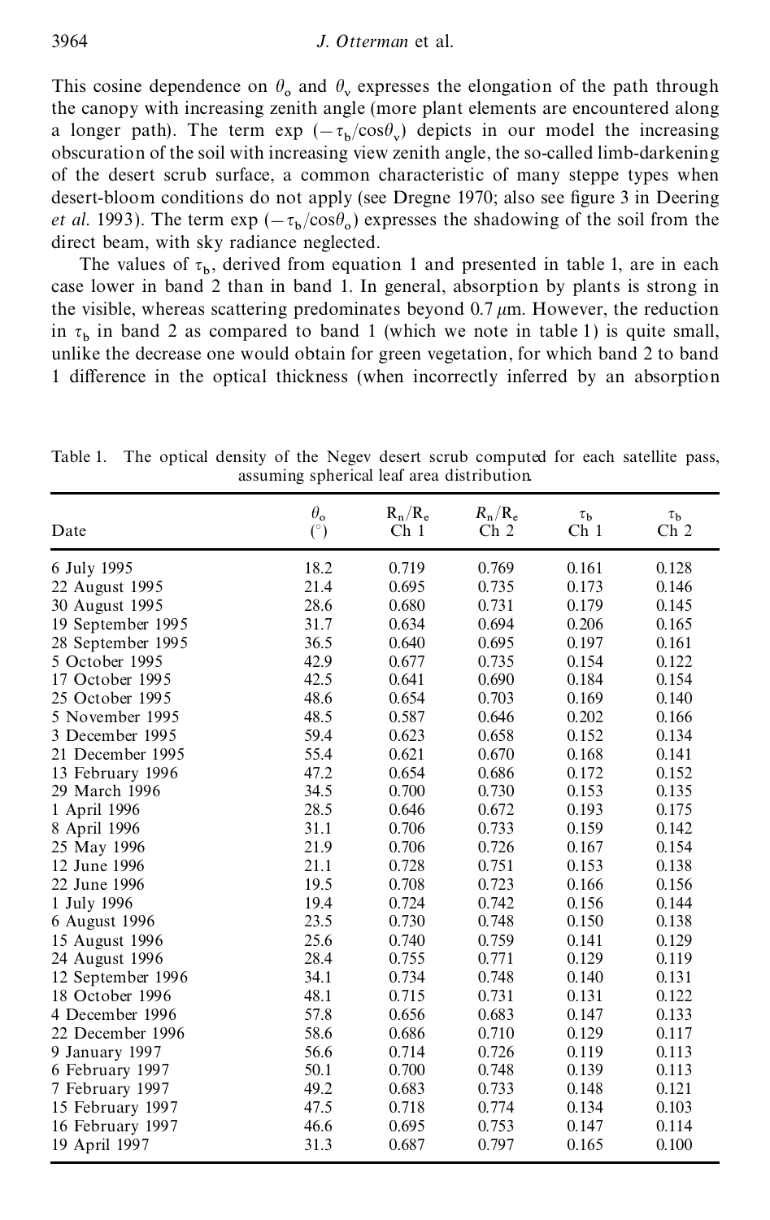This cosine dependence on $\theta_o$ and $\theta_v$ expresses the elongation of the path through the canopy with increasing zenith angle (more plant elements are encountered along a longer path). The term $\exp(-\tau_b/\cos\theta_v)$ depicts in our model the increasing obscuration of the soil with increasing view zenith angle, the so-called limb-darkening of the desert scrub surface, a common characteristic of many steppe types when desert-bloom conditions do not apply (see Dregne 1970; also see figure 3 in Deering *et al.* 1993). The term $\exp(-\tau_b/\cos\theta_o)$ expresses the shadowing of the soil from the direct beam, with sky radiance neglected.

The values of $\tau_b$, derived from equation 1 and presented in table 1, are in each case lower in band 2 than in band 1. In general, absorption by plants is strong in the visible, whereas scattering predominates beyond 0.7 $\mu$m. However, the reduction in $\tau_b$ in band 2 as compared to band 1 (which we note in table 1) is quite small, unlike the decrease one would obtain for green vegetation, for which band 2 to band 1 difference in the optical thickness (when incorrectly inferred by an absorption

Table 1. The optical density of the Negev desert scrub computed for each satellite pass, assuming spherical leaf area distribution.

| Date | $\theta_o$ (°) | $R_n/R_e$ Ch 1 | $R_n/R_e$ Ch 2 | $\tau_b$ Ch 1 | $\tau_b$ Ch 2 |
|---|---|---|---|---|---|
| 6 July 1995 | 18.2 | 0.719 | 0.769 | 0.161 | 0.128 |
| 22 August 1995 | 21.4 | 0.695 | 0.735 | 0.173 | 0.146 |
| 30 August 1995 | 28.6 | 0.680 | 0.731 | 0.179 | 0.145 |
| 19 September 1995 | 31.7 | 0.634 | 0.694 | 0.206 | 0.165 |
| 28 September 1995 | 36.5 | 0.640 | 0.695 | 0.197 | 0.161 |
| 5 October 1995 | 42.9 | 0.677 | 0.735 | 0.154 | 0.122 |
| 17 October 1995 | 42.5 | 0.641 | 0.690 | 0.184 | 0.154 |
| 25 October 1995 | 48.6 | 0.654 | 0.703 | 0.169 | 0.140 |
| 5 November 1995 | 48.5 | 0.587 | 0.646 | 0.202 | 0.166 |
| 3 December 1995 | 59.4 | 0.623 | 0.658 | 0.152 | 0.134 |
| 21 December 1995 | 55.4 | 0.621 | 0.670 | 0.168 | 0.141 |
| 13 February 1996 | 47.2 | 0.654 | 0.686 | 0.172 | 0.152 |
| 29 March 1996 | 34.5 | 0.700 | 0.730 | 0.153 | 0.135 |
| 1 April 1996 | 28.5 | 0.646 | 0.672 | 0.193 | 0.175 |
| 8 April 1996 | 31.1 | 0.706 | 0.733 | 0.159 | 0.142 |
| 25 May 1996 | 21.9 | 0.706 | 0.726 | 0.167 | 0.154 |
| 12 June 1996 | 21.1 | 0.728 | 0.751 | 0.153 | 0.138 |
| 22 June 1996 | 19.5 | 0.708 | 0.723 | 0.166 | 0.156 |
| 1 July 1996 | 19.4 | 0.724 | 0.742 | 0.156 | 0.144 |
| 6 August 1996 | 23.5 | 0.730 | 0.748 | 0.150 | 0.138 |
| 15 August 1996 | 25.6 | 0.740 | 0.759 | 0.141 | 0.129 |
| 24 August 1996 | 28.4 | 0.755 | 0.771 | 0.129 | 0.119 |
| 12 September 1996 | 34.1 | 0.734 | 0.748 | 0.140 | 0.131 |
| 18 October 1996 | 48.1 | 0.715 | 0.731 | 0.131 | 0.122 |
| 4 December 1996 | 57.8 | 0.656 | 0.683 | 0.147 | 0.133 |
| 22 December 1996 | 58.6 | 0.686 | 0.710 | 0.129 | 0.117 |
| 9 January 1997 | 56.6 | 0.714 | 0.726 | 0.119 | 0.113 |
| 6 February 1997 | 50.1 | 0.700 | 0.748 | 0.139 | 0.113 |
| 7 February 1997 | 49.2 | 0.683 | 0.733 | 0.148 | 0.121 |
| 15 February 1997 | 47.5 | 0.718 | 0.774 | 0.134 | 0.103 |
| 16 February 1997 | 46.6 | 0.695 | 0.753 | 0.147 | 0.114 |
| 19 April 1997 | 31.3 | 0.687 | 0.797 | 0.165 | 0.100 |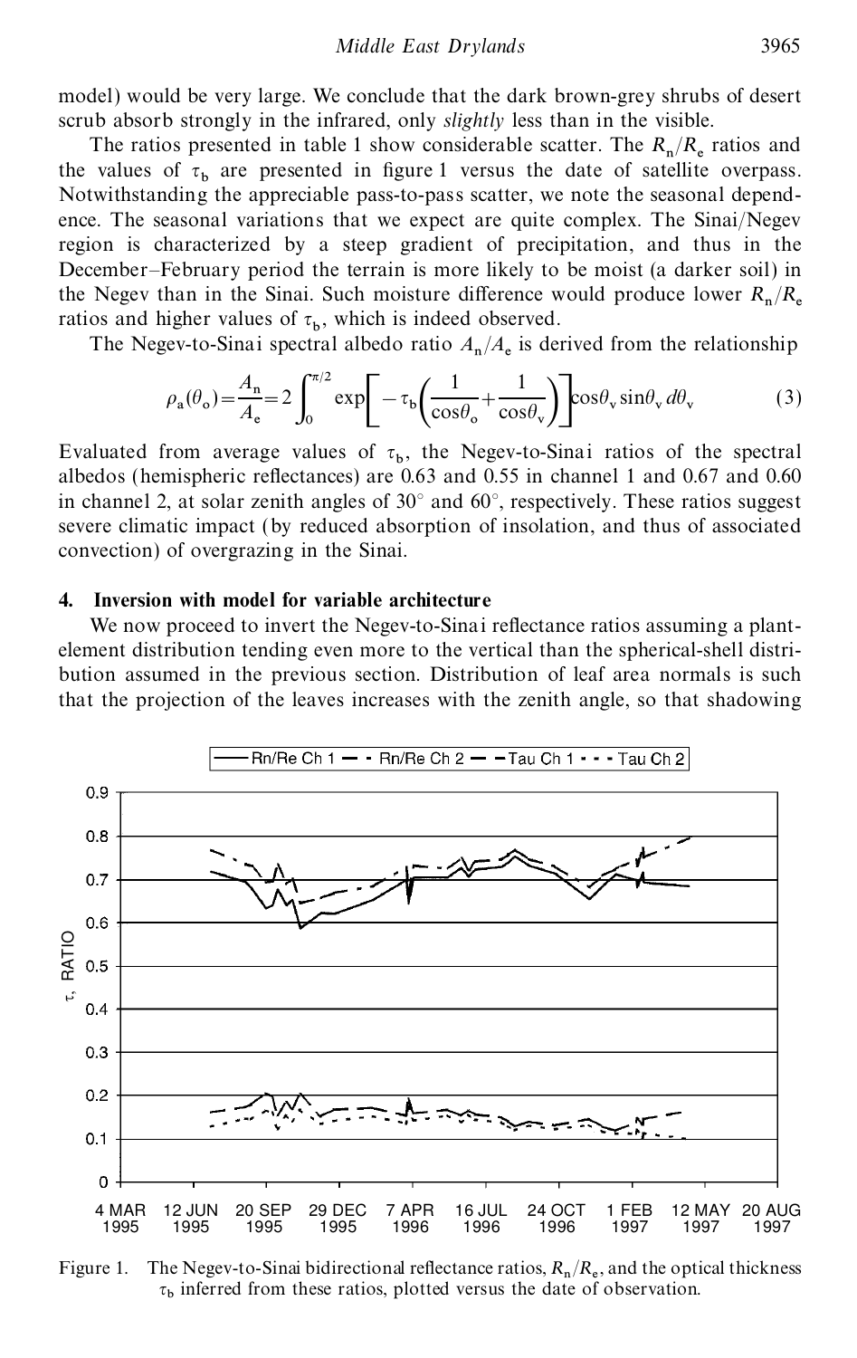model) would be very large. We conclude that the dark brown-grey shrubs of desert scrub absorb strongly in the infrared, only *slightly* less than in the visible.

The ratios presented in table 1 show considerable scatter. The $R_n/R_e$ ratios and the values of $\tau_b$ are presented in figure 1 versus the date of satellite overpass. Notwithstanding the appreciable pass-to-pass scatter, we note the seasonal dependence. The seasonal variations that we expect are quite complex. The Sinai/Negev region is characterized by a steep gradient of precipitation, and thus in the December–February period the terrain is more likely to be moist (a darker soil) in the Negev than in the Sinai. Such moisture difference would produce lower $R_n/R_e$ ratios and higher values of $\tau_b$, which is indeed observed.

The Negev-to-Sinai spectral albedo ratio $A_n/A_e$ is derived from the relationship

$$\rho_a(\theta_o)=\frac{A_n}{A_e}=2\int_0^{\pi/2}\exp\left[-\tau_b\left(\frac{1}{\cos\theta_o}+\frac{1}{\cos\theta_v}\right)\right]\cos\theta_v\sin\theta_v\,d\theta_v \tag{3}$$

Evaluated from average values of $\tau_b$, the Negev-to-Sinai ratios of the spectral albedos (hemispheric reflectances) are 0.63 and 0.55 in channel 1 and 0.67 and 0.60 in channel 2, at solar zenith angles of 30° and 60°, respectively. These ratios suggest severe climatic impact (by reduced absorption of insolation, and thus of associated convection) of overgrazing in the Sinai.

## 4. Inversion with model for variable architecture

We now proceed to invert the Negev-to-Sinai reflectance ratios assuming a plant-element distribution tending even more to the vertical than the spherical-shell distribution assumed in the previous section. Distribution of leaf area normals is such that the projection of the leaves increases with the zenith angle, so that shadowing

Figure 1. The Negev-to-Sinai bidirectional reflectance ratios, $R_n/R_e$, and the optical thickness $\tau_b$ inferred from these ratios, plotted versus the date of observation.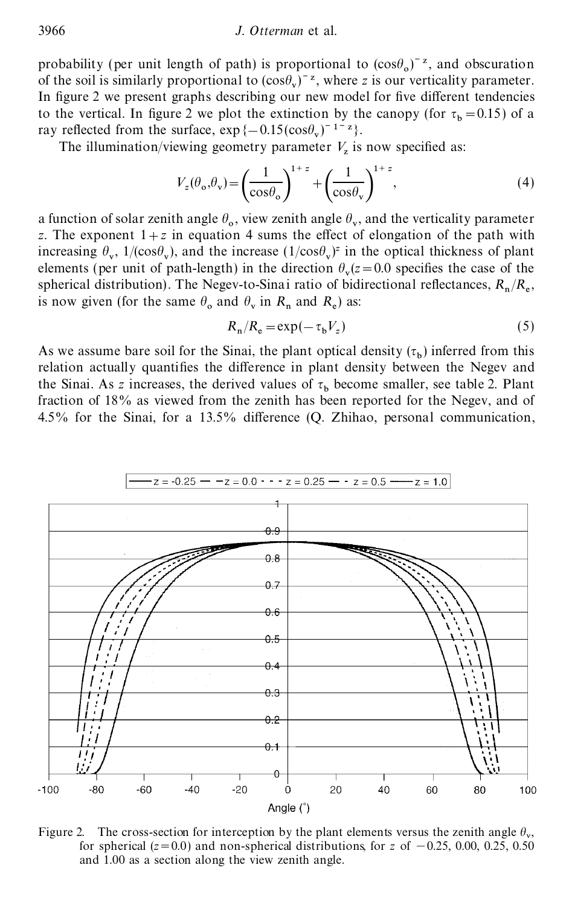probability (per unit length of path) is proportional to $(\cos\theta_o)^{-z}$, and obscuration of the soil is similarly proportional to $(\cos\theta_v)^{-z}$, where $z$ is our verticality parameter. In figure 2 we present graphs describing our new model for five different tendencies to the vertical. In figure 2 we plot the extinction by the canopy (for $\tau_b = 0.15$) of a ray reflected from the surface, $\exp\{-0.15(\cos\theta_v)^{-1-z}\}$.

The illumination/viewing geometry parameter $V_z$ is now specified as:

$$V_z(\theta_o,\theta_v) = \left(\frac{1}{\cos\theta_o}\right)^{1+z} + \left(\frac{1}{\cos\theta_v}\right)^{1+z}, \tag{4}$$

a function of solar zenith angle $\theta_o$, view zenith angle $\theta_v$, and the verticality parameter $z$. The exponent $1+z$ in equation 4 sums the effect of elongation of the path with increasing $\theta_v$, $1/(\cos\theta_v)$, and the increase $(1/\cos\theta_v)^z$ in the optical thickness of plant elements (per unit of path-length) in the direction $\theta_v$($z = 0.0$ specifies the case of the spherical distribution). The Negev-to-Sinai ratio of bidirectional reflectances, $R_n/R_e$, is now given (for the same $\theta_o$ and $\theta_v$ in $R_n$ and $R_e$) as:

$$R_n/R_e = \exp(-\tau_b V_z) \tag{5}$$

As we assume bare soil for the Sinai, the plant optical density ($\tau_b$) inferred from this relation actually quantifies the difference in plant density between the Negev and the Sinai. As $z$ increases, the derived values of $\tau_b$ become smaller, see table 2. Plant fraction of 18% as viewed from the zenith has been reported for the Negev, and of 4.5% for the Sinai, for a 13.5% difference (Q. Zhihao, personal communication,

Figure 2. The cross-section for interception by the plant elements versus the zenith angle $\theta_v$, for spherical ($z = 0.0$) and non-spherical distributions, for $z$ of $-0.25$, 0.00, 0.25, 0.50 and 1.00 as a section along the view zenith angle.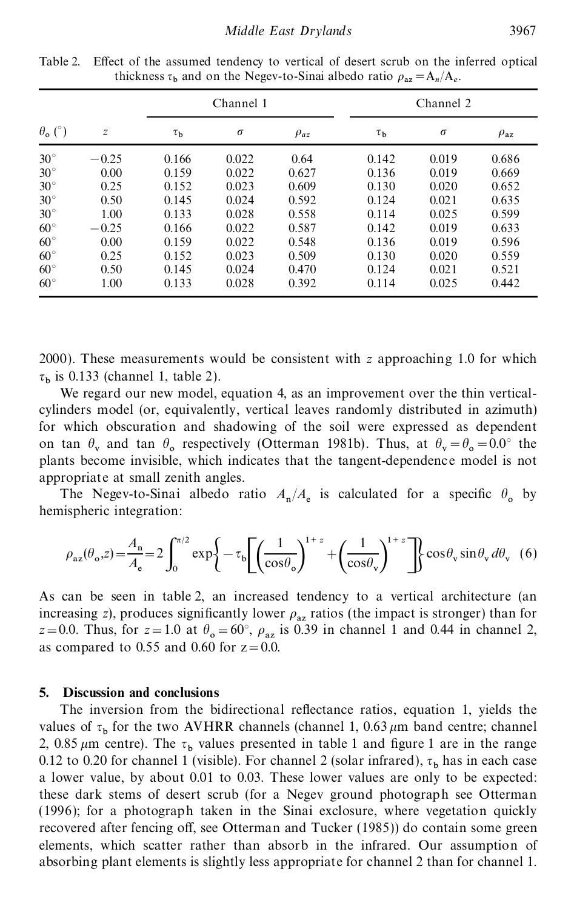Table 2. Effect of the assumed tendency to vertical of desert scrub on the inferred optical thickness $\tau_b$ and on the Negev-to-Sinai albedo ratio $\rho_{az} = A_n/A_e$.

| $\theta_o$ (°) | $z$ | Channel 1 | | | Channel 2 | | |
|---|---|---|---|---|---|---|---|
| | | $\tau_b$ | $\sigma$ | $\rho_{az}$ | $\tau_b$ | $\sigma$ | $\rho_{az}$ |
| 30° | −0.25 | 0.166 | 0.022 | 0.64 | 0.142 | 0.019 | 0.686 |
| 30° | 0.00 | 0.159 | 0.022 | 0.627 | 0.136 | 0.019 | 0.669 |
| 30° | 0.25 | 0.152 | 0.023 | 0.609 | 0.130 | 0.020 | 0.652 |
| 30° | 0.50 | 0.145 | 0.024 | 0.592 | 0.124 | 0.021 | 0.635 |
| 30° | 1.00 | 0.133 | 0.028 | 0.558 | 0.114 | 0.025 | 0.599 |
| 60° | −0.25 | 0.166 | 0.022 | 0.587 | 0.142 | 0.019 | 0.633 |
| 60° | 0.00 | 0.159 | 0.022 | 0.548 | 0.136 | 0.019 | 0.596 |
| 60° | 0.25 | 0.152 | 0.023 | 0.509 | 0.130 | 0.020 | 0.559 |
| 60° | 0.50 | 0.145 | 0.024 | 0.470 | 0.124 | 0.021 | 0.521 |
| 60° | 1.00 | 0.133 | 0.028 | 0.392 | 0.114 | 0.025 | 0.442 |

2000). These measurements would be consistent with $z$ approaching 1.0 for which $\tau_b$ is 0.133 (channel 1, table 2).

We regard our new model, equation 4, as an improvement over the thin vertical-cylinders model (or, equivalently, vertical leaves randomly distributed in azimuth) for which obscuration and shadowing of the soil were expressed as dependent on tan $\theta_v$ and tan $\theta_o$ respectively (Otterman 1981b). Thus, at $\theta_v = \theta_o = 0.0°$ the plants become invisible, which indicates that the tangent-dependence model is not appropriate at small zenith angles.

The Negev-to-Sinai albedo ratio $A_n/A_e$ is calculated for a specific $\theta_o$ by hemispheric integration:

$$\rho_{az}(\theta_o, z) = \frac{A_n}{A_e} = 2\int_0^{\pi/2} \exp\left\{-\tau_b\left[\left(\frac{1}{\cos\theta_o}\right)^{1+z} + \left(\frac{1}{\cos\theta_v}\right)^{1+z}\right]\right\} \cos\theta_v \sin\theta_v \, d\theta_v \quad (6)$$

As can be seen in table 2, an increased tendency to a vertical architecture (an increasing $z$), produces significantly lower $\rho_{az}$ ratios (the impact is stronger) than for $z = 0.0$. Thus, for $z = 1.0$ at $\theta_o = 60°$, $\rho_{az}$ is 0.39 in channel 1 and 0.44 in channel 2, as compared to 0.55 and 0.60 for $z = 0.0$.

## 5. Discussion and conclusions

The inversion from the bidirectional reflectance ratios, equation 1, yields the values of $\tau_b$ for the two AVHRR channels (channel 1, 0.63 $\mu$m band centre; channel 2, 0.85 $\mu$m centre). The $\tau_b$ values presented in table 1 and figure 1 are in the range 0.12 to 0.20 for channel 1 (visible). For channel 2 (solar infrared), $\tau_b$ has in each case a lower value, by about 0.01 to 0.03. These lower values are only to be expected: these dark stems of desert scrub (for a Negev ground photograph see Otterman (1996); for a photograph taken in the Sinai exclosure, where vegetation quickly recovered after fencing off, see Otterman and Tucker (1985)) do contain some green elements, which scatter rather than absorb in the infrared. Our assumption of absorbing plant elements is slightly less appropriate for channel 2 than for channel 1.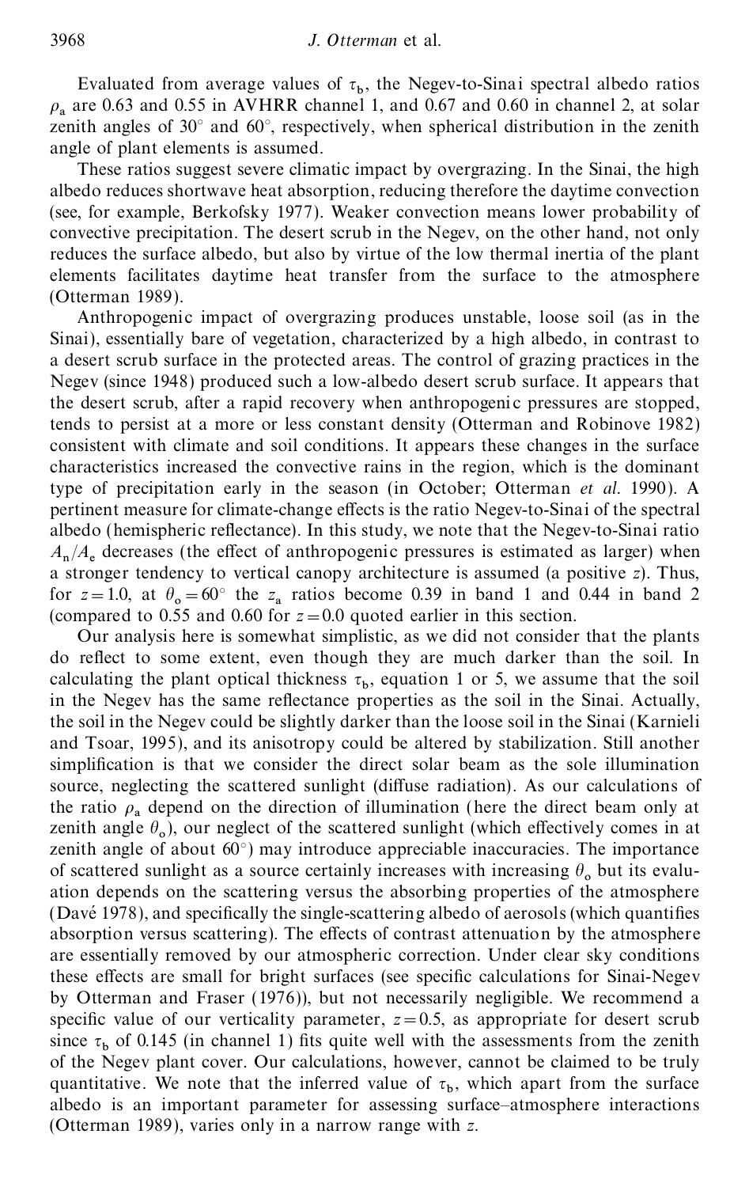Evaluated from average values of $\tau_b$, the Negev-to-Sinai spectral albedo ratios $\rho_a$ are 0.63 and 0.55 in AVHRR channel 1, and 0.67 and 0.60 in channel 2, at solar zenith angles of 30° and 60°, respectively, when spherical distribution in the zenith angle of plant elements is assumed.

These ratios suggest severe climatic impact by overgrazing. In the Sinai, the high albedo reduces shortwave heat absorption, reducing therefore the daytime convection (see, for example, Berkofsky 1977). Weaker convection means lower probability of convective precipitation. The desert scrub in the Negev, on the other hand, not only reduces the surface albedo, but also by virtue of the low thermal inertia of the plant elements facilitates daytime heat transfer from the surface to the atmosphere (Otterman 1989).

Anthropogenic impact of overgrazing produces unstable, loose soil (as in the Sinai), essentially bare of vegetation, characterized by a high albedo, in contrast to a desert scrub surface in the protected areas. The control of grazing practices in the Negev (since 1948) produced such a low-albedo desert scrub surface. It appears that the desert scrub, after a rapid recovery when anthropogenic pressures are stopped, tends to persist at a more or less constant density (Otterman and Robinove 1982) consistent with climate and soil conditions. It appears these changes in the surface characteristics increased the convective rains in the region, which is the dominant type of precipitation early in the season (in October; Otterman *et al.* 1990). A pertinent measure for climate-change effects is the ratio Negev-to-Sinai of the spectral albedo (hemispheric reflectance). In this study, we note that the Negev-to-Sinai ratio $A_n/A_e$ decreases (the effect of anthropogenic pressures is estimated as larger) when a stronger tendency to vertical canopy architecture is assumed (a positive $z$). Thus, for $z=1.0$, at $\theta_o=60°$ the $z_a$ ratios become 0.39 in band 1 and 0.44 in band 2 (compared to 0.55 and 0.60 for $z=0.0$ quoted earlier in this section.

Our analysis here is somewhat simplistic, as we did not consider that the plants do reflect to some extent, even though they are much darker than the soil. In calculating the plant optical thickness $\tau_b$, equation 1 or 5, we assume that the soil in the Negev has the same reflectance properties as the soil in the Sinai. Actually, the soil in the Negev could be slightly darker than the loose soil in the Sinai (Karnieli and Tsoar, 1995), and its anisotropy could be altered by stabilization. Still another simplification is that we consider the direct solar beam as the sole illumination source, neglecting the scattered sunlight (diffuse radiation). As our calculations of the ratio $\rho_a$ depend on the direction of illumination (here the direct beam only at zenith angle $\theta_o$), our neglect of the scattered sunlight (which effectively comes in at zenith angle of about 60°) may introduce appreciable inaccuracies. The importance of scattered sunlight as a source certainly increases with increasing $\theta_o$ but its evaluation depends on the scattering versus the absorbing properties of the atmosphere (Davé 1978), and specifically the single-scattering albedo of aerosols (which quantifies absorption versus scattering). The effects of contrast attenuation by the atmosphere are essentially removed by our atmospheric correction. Under clear sky conditions these effects are small for bright surfaces (see specific calculations for Sinai-Negev by Otterman and Fraser (1976)), but not necessarily negligible. We recommend a specific value of our verticality parameter, $z=0.5$, as appropriate for desert scrub since $\tau_b$ of 0.145 (in channel 1) fits quite well with the assessments from the zenith of the Negev plant cover. Our calculations, however, cannot be claimed to be truly quantitative. We note that the inferred value of $\tau_b$, which apart from the surface albedo is an important parameter for assessing surface–atmosphere interactions (Otterman 1989), varies only in a narrow range with $z$.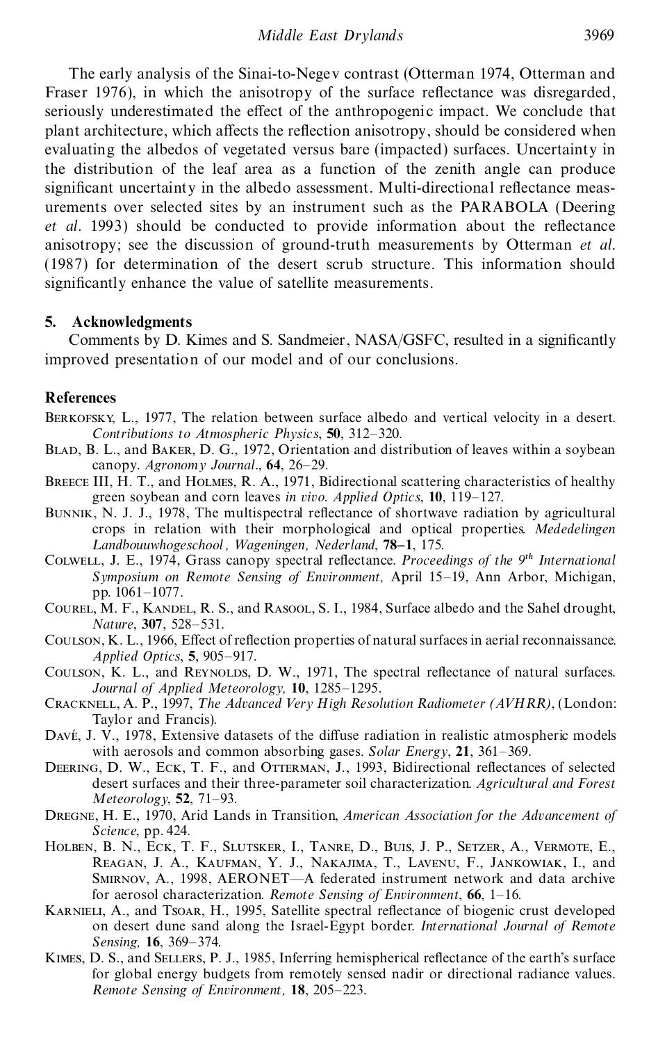The early analysis of the Sinai-to-Negev contrast (Otterman 1974, Otterman and Fraser 1976), in which the anisotropy of the surface reflectance was disregarded, seriously underestimated the effect of the anthropogenic impact. We conclude that plant architecture, which affects the reflection anisotropy, should be considered when evaluating the albedos of vegetated versus bare (impacted) surfaces. Uncertainty in the distribution of the leaf area as a function of the zenith angle can produce significant uncertainty in the albedo assessment. Multi-directional reflectance measurements over selected sites by an instrument such as the PARABOLA (Deering *et al*. 1993) should be conducted to provide information about the reflectance anisotropy; see the discussion of ground-truth measurements by Otterman *et al*. (1987) for determination of the desert scrub structure. This information should significantly enhance the value of satellite measurements.

## 5. Acknowledgments

Comments by D. Kimes and S. Sandmeier, NASA/GSFC, resulted in a significantly improved presentation of our model and of our conclusions.

## References

Berkofsky, L., 1977, The relation between surface albedo and vertical velocity in a desert. *Contributions to Atmospheric Physics*, **50**, 312–320.

Blad, B. L., and Baker, D. G., 1972, Orientation and distribution of leaves within a soybean canopy. *Agronomy Journal*., **64**, 26–29.

Breece III, H. T., and Holmes, R. A., 1971, Bidirectional scattering characteristics of healthy green soybean and corn leaves *in vivo*. *Applied Optics*, **10**, 119–127.

Bunnik, N. J. J., 1978, The multispectral reflectance of shortwave radiation by agricultural crops in relation with their morphological and optical properties. *Mededelingen Landbouuwhogeschool, Wageningen, Nederland*, **78–1**, 175.

Colwell, J. E., 1974, Grass canopy spectral reflectance. *Proceedings of the 9th International Symposium on Remote Sensing of Environment,* April 15–19, Ann Arbor, Michigan, pp. 1061–1077.

Courel, M. F., Kandel, R. S., and Rasool, S. I., 1984, Surface albedo and the Sahel drought, *Nature*, **307**, 528–531.

Coulson, K. L., 1966, Effect of reflection properties of natural surfaces in aerial reconnaissance. *Applied Optics*, **5**, 905–917.

Coulson, K. L., and Reynolds, D. W., 1971, The spectral reflectance of natural surfaces. *Journal of Applied Meteorology,* **10**, 1285–1295.

Cracknell, A. P., 1997, *The Advanced Very High Resolution Radiometer (AVHRR)*, (London: Taylor and Francis).

Davé, J. V., 1978, Extensive datasets of the diffuse radiation in realistic atmospheric models with aerosols and common absorbing gases. *Solar Energy*, **21**, 361–369.

Deering, D. W., Eck, T. F., and Otterman, J., 1993, Bidirectional reflectances of selected desert surfaces and their three-parameter soil characterization. *Agricultural and Forest Meteorology*, **52**, 71–93.

Dregne, H. E., 1970, Arid Lands in Transition, *American Association for the Advancement of Science*, pp. 424.

Holben, B. N., Eck, T. F., Slutsker, I., Tanre, D., Buis, J. P., Setzer, A., Vermote, E., Reagan, J. A., Kaufman, Y. J., Nakajima, T., Lavenu, F., Jankowiak, I., and Smirnov, A., 1998, AERONET—A federated instrument network and data archive for aerosol characterization. *Remote Sensing of Environment*, **66**, 1–16.

Karnieli, A., and Tsoar, H., 1995, Satellite spectral reflectance of biogenic crust developed on desert dune sand along the Israel-Egypt border. *International Journal of Remote Sensing,* **16**, 369–374.

Kimes, D. S., and Sellers, P. J., 1985, Inferring hemispherical reflectance of the earth's surface for global energy budgets from remotely sensed nadir or directional radiance values. *Remote Sensing of Environment,* **18**, 205–223.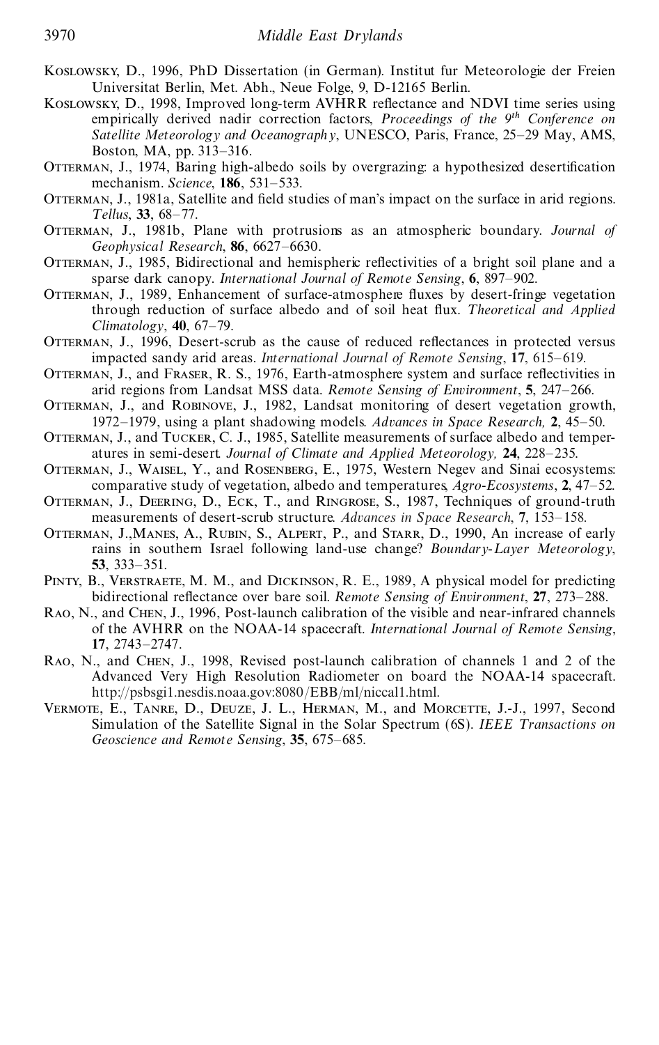Koslowsky, D., 1996, PhD Dissertation (in German). Institut fur Meteorologie der Freien Universitat Berlin, Met. Abh., Neue Folge, 9, D-12165 Berlin.

Koslowsky, D., 1998, Improved long-term AVHRR reflectance and NDVI time series using empirically derived nadir correction factors, *Proceedings of the 9th Conference on Satellite Meteorology and Oceanography*, UNESCO, Paris, France, 25–29 May, AMS, Boston, MA, pp. 313–316.

Otterman, J., 1974, Baring high-albedo soils by overgrazing: a hypothesized desertification mechanism. *Science*, **186**, 531–533.

Otterman, J., 1981a, Satellite and field studies of man's impact on the surface in arid regions. *Tellus*, **33**, 68–77.

Otterman, J., 1981b, Plane with protrusions as an atmospheric boundary. *Journal of Geophysical Research*, **86**, 6627–6630.

Otterman, J., 1985, Bidirectional and hemispheric reflectivities of a bright soil plane and a sparse dark canopy. *International Journal of Remote Sensing*, **6**, 897–902.

Otterman, J., 1989, Enhancement of surface-atmosphere fluxes by desert-fringe vegetation through reduction of surface albedo and of soil heat flux. *Theoretical and Applied Climatology*, **40**, 67–79.

Otterman, J., 1996, Desert-scrub as the cause of reduced reflectances in protected versus impacted sandy arid areas. *International Journal of Remote Sensing*, **17**, 615–619.

Otterman, J., and Fraser, R. S., 1976, Earth-atmosphere system and surface reflectivities in arid regions from Landsat MSS data. *Remote Sensing of Environment*, **5**, 247–266.

Otterman, J., and Robinove, J., 1982, Landsat monitoring of desert vegetation growth, 1972–1979, using a plant shadowing models. *Advances in Space Research,* **2**, 45–50.

Otterman, J., and Tucker, C. J., 1985, Satellite measurements of surface albedo and temperatures in semi-desert. *Journal of Climate and Applied Meteorology,* **24**, 228–235.

Otterman, J., Waisel, Y., and Rosenberg, E., 1975, Western Negev and Sinai ecosystems: comparative study of vegetation, albedo and temperatures, *Agro-Ecosystems*, **2**, 47–52.

Otterman, J., Deering, D., Eck, T., and Ringrose, S., 1987, Techniques of ground-truth measurements of desert-scrub structure. *Advances in Space Research*, **7**, 153–158.

Otterman, J.,Manes, A., Rubin, S., Alpert, P., and Starr, D., 1990, An increase of early rains in southern Israel following land-use change? *Boundary-Layer Meteorology*, **53**, 333–351.

Pinty, B., Verstraete, M. M., and Dickinson, R. E., 1989, A physical model for predicting bidirectional reflectance over bare soil. *Remote Sensing of Environment*, **27**, 273–288.

Rao, N., and Chen, J., 1996, Post-launch calibration of the visible and near-infrared channels of the AVHRR on the NOAA-14 spacecraft. *International Journal of Remote Sensing*, **17**, 2743–2747.

Rao, N., and Chen, J., 1998, Revised post-launch calibration of channels 1 and 2 of the Advanced Very High Resolution Radiometer on board the NOAA-14 spacecraft. http://psbsgi1.nesdis.noaa.gov:8080/EBB/ml/niccal1.html.

Vermote, E., Tanre, D., Deuze, J. L., Herman, M., and Morcette, J.-J., 1997, Second Simulation of the Satellite Signal in the Solar Spectrum (6S). *IEEE Transactions on Geoscience and Remote Sensing*, **35**, 675–685.